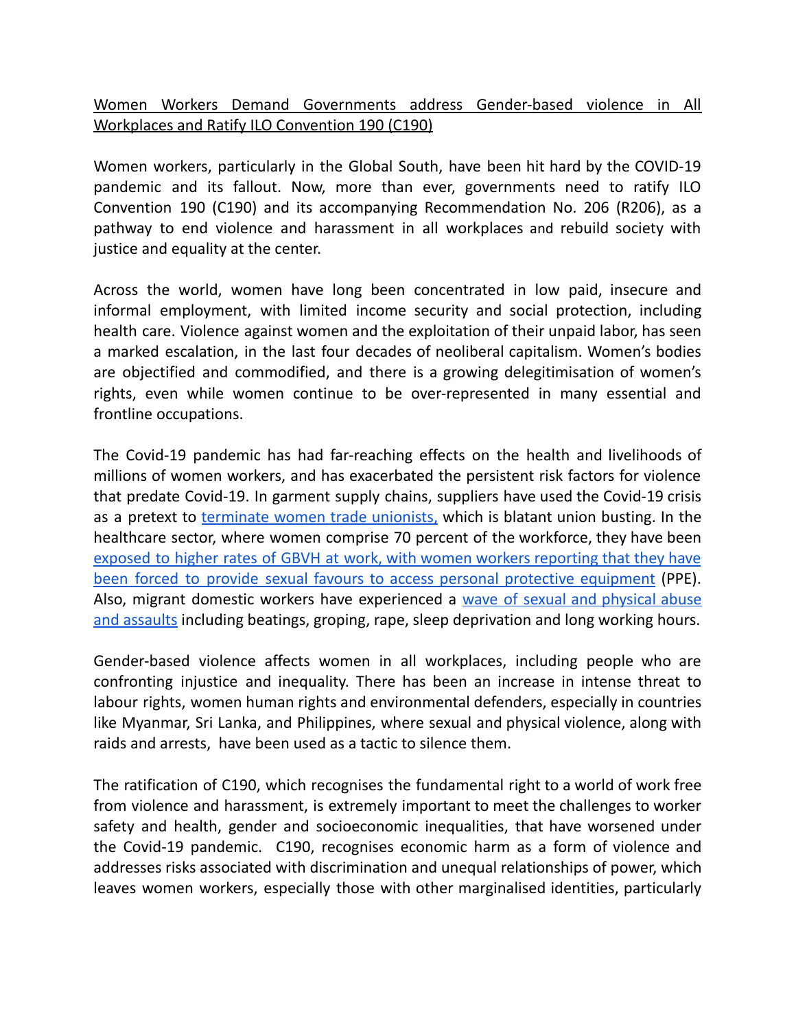# Women Workers Demand Governments address Gender-based violence in All Workplaces and Ratify ILO Convention 190 (C190)

Women workers, particularly in the Global South, have been hit hard by the COVID-19 pandemic and its fallout. Now, more than ever, governments need to ratify ILO Convention 190 (C190) and its accompanying Recommendation No. 206 (R206), as a pathway to end violence and harassment in all workplaces and rebuild society with justice and equality at the center.

Across the world, women have long been concentrated in low paid, insecure and informal employment, with limited income security and social protection, including health care. Violence against women and the exploitation of their unpaid labor, has seen a marked escalation, in the last four decades of neoliberal capitalism. Women's bodies are objectified and commodified, and there is a growing delegitimisation of women's rights, even while women continue to be over-represented in many essential and frontline occupations.

The Covid-19 pandemic has had far-reaching effects on the health and livelihoods of millions of women workers, and has exacerbated the persistent risk factors for violence that predate Covid-19. In garment supply chains, suppliers have used the Covid-19 crisis as a pretext to terminate women trade unionists, which is blatant union busting. In the healthcare sector, where women comprise 70 percent of the workforce, they have been exposed to higher rates of GBVH at work, with women workers reporting that they have been forced to provide sexual favours to access personal protective equipment (PPE). Also, migrant domestic workers have experienced a wave of sexual and physical abuse and assaults including beatings, groping, rape, sleep deprivation and long working hours.

Gender-based violence affects women in all workplaces, including people who are confronting injustice and inequality. There has been an increase in intense threat to labour rights, women human rights and environmental defenders, especially in countries like Myanmar, Sri Lanka, and Philippines, where sexual and physical violence, along with raids and arrests, have been used as a tactic to silence them.

The ratification of C190, which recognises the fundamental right to a world of work free from violence and harassment, is extremely important to meet the challenges to worker safety and health, gender and socioeconomic inequalities, that have worsened under the Covid-19 pandemic. C190, recognises economic harm as a form of violence and addresses risks associated with discrimination and unequal relationships of power, which leaves women workers, especially those with other marginalised identities, particularly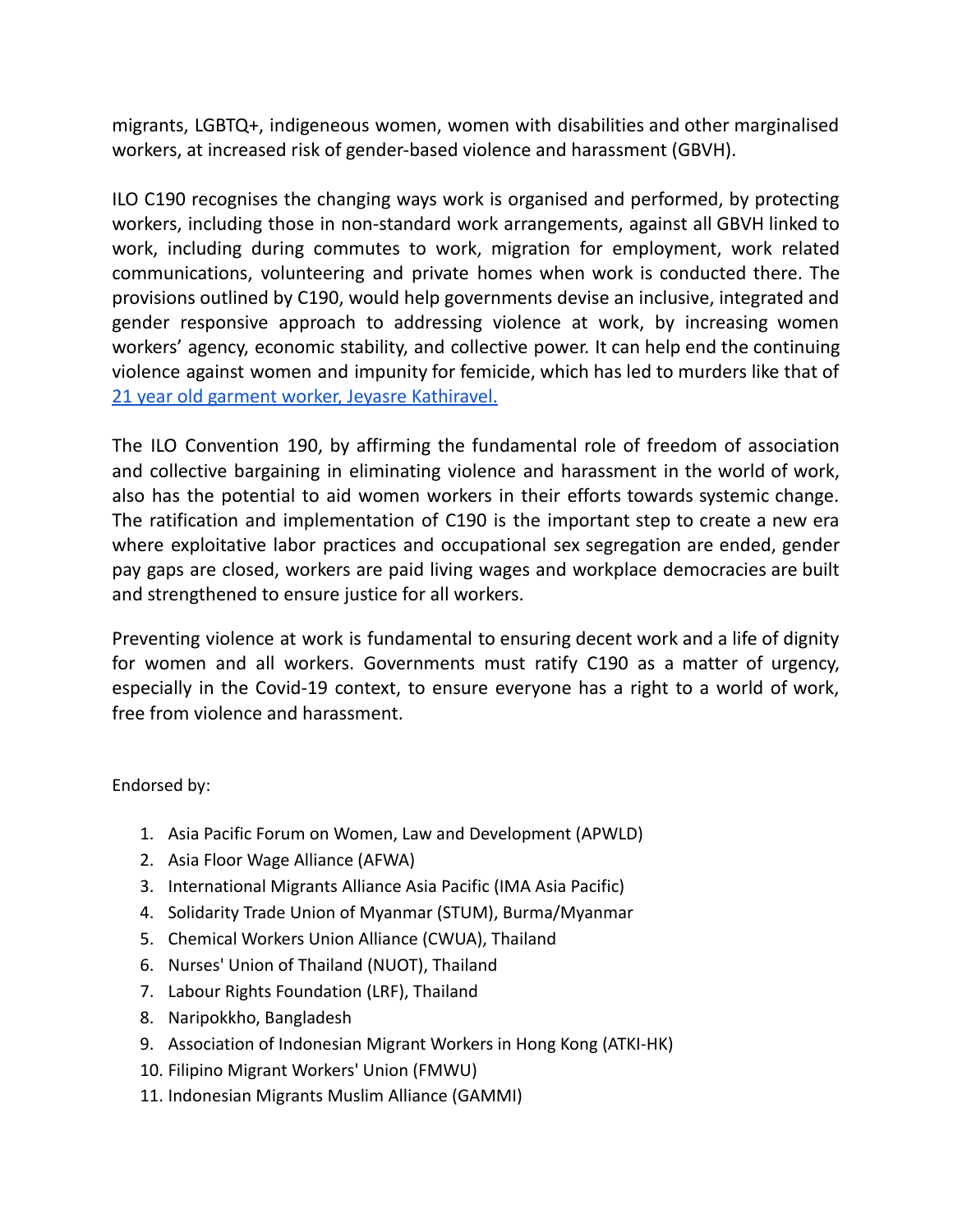migrants, LGBTQ+, indigeneous women, women with disabilities and other marginalised workers, at increased risk of gender-based violence and harassment (GBVH).

ILO C190 recognises the changing ways work is organised and performed, by protecting workers, including those in non-standard work arrangements, against all GBVH linked to work, including during commutes to work, migration for employment, work related communications, volunteering and private homes when work is conducted there. The provisions outlined by C190, would help governments devise an inclusive, integrated and gender responsive approach to addressing violence at work, by increasing women workers' agency, economic stability, and collective power. It can help end the continuing violence against women and impunity for femicide, which has led to murders like that of 21 year old garment worker, Jeyasre Kathiravel.

The ILO Convention 190, by affirming the fundamental role of freedom of association and collective bargaining in eliminating violence and harassment in the world of work, also has the potential to aid women workers in their efforts towards systemic change. The ratification and implementation of C190 is the important step to create a new era where exploitative labor practices and occupational sex segregation are ended, gender pay gaps are closed, workers are paid living wages and workplace democracies are built and strengthened to ensure justice for all workers.

Preventing violence at work is fundamental to ensuring decent work and a life of dignity for women and all workers. Governments must ratify C190 as a matter of urgency, especially in the Covid-19 context, to ensure everyone has a right to a world of work, free from violence and harassment.

Endorsed by:

1. Asia Pacific Forum on Women, Law and Development (APWLD)
2. Asia Floor Wage Alliance (AFWA)
3. International Migrants Alliance Asia Pacific (IMA Asia Pacific)
4. Solidarity Trade Union of Myanmar (STUM), Burma/Myanmar
5. Chemical Workers Union Alliance (CWUA), Thailand
6. Nurses' Union of Thailand (NUOT), Thailand
7. Labour Rights Foundation (LRF), Thailand
8. Naripokkho, Bangladesh
9. Association of Indonesian Migrant Workers in Hong Kong (ATKI-HK)
10. Filipino Migrant Workers' Union (FMWU)
11. Indonesian Migrants Muslim Alliance (GAMMI)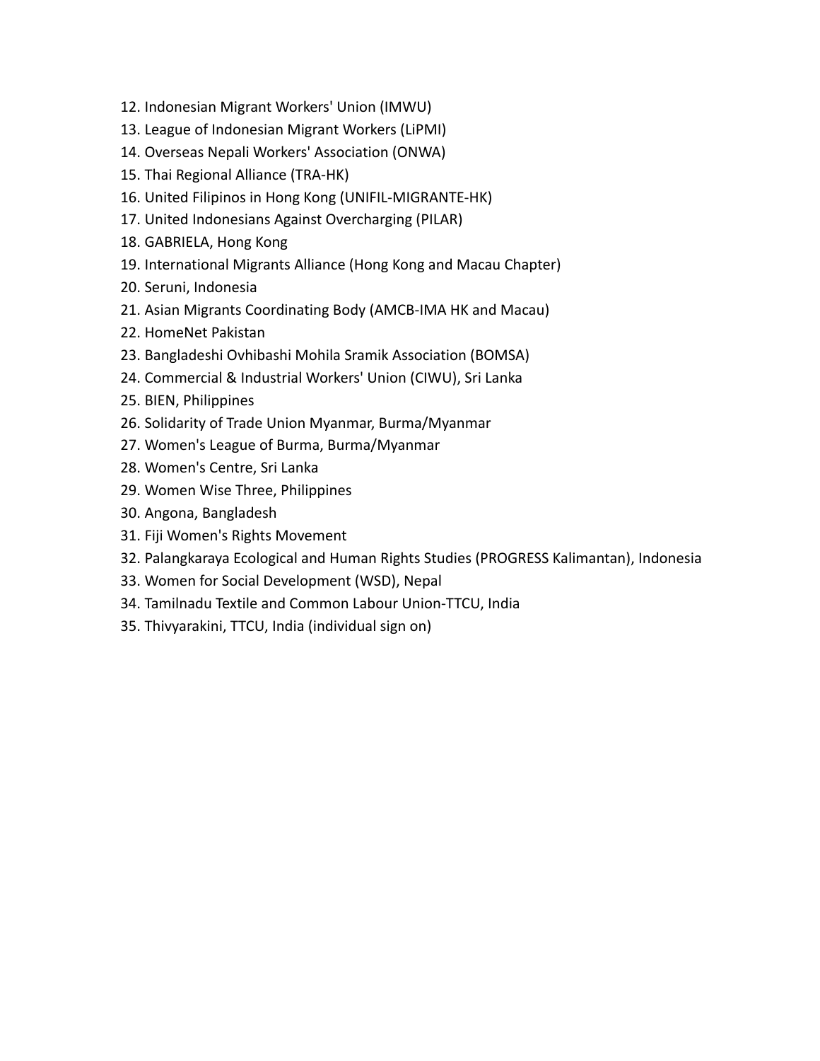12. Indonesian Migrant Workers' Union (IMWU)
13. League of Indonesian Migrant Workers (LiPMI)
14. Overseas Nepali Workers' Association (ONWA)
15. Thai Regional Alliance (TRA-HK)
16. United Filipinos in Hong Kong (UNIFIL-MIGRANTE-HK)
17. United Indonesians Against Overcharging (PILAR)
18. GABRIELA, Hong Kong
19. International Migrants Alliance (Hong Kong and Macau Chapter)
20. Seruni, Indonesia
21. Asian Migrants Coordinating Body (AMCB-IMA HK and Macau)
22. HomeNet Pakistan
23. Bangladeshi Ovhibashi Mohila Sramik Association (BOMSA)
24. Commercial & Industrial Workers' Union (CIWU), Sri Lanka
25. BIEN, Philippines
26. Solidarity of Trade Union Myanmar, Burma/Myanmar
27. Women's League of Burma, Burma/Myanmar
28. Women's Centre, Sri Lanka
29. Women Wise Three, Philippines
30. Angona, Bangladesh
31. Fiji Women's Rights Movement
32. Palangkaraya Ecological and Human Rights Studies (PROGRESS Kalimantan), Indonesia
33. Women for Social Development (WSD), Nepal
34. Tamilnadu Textile and Common Labour Union-TTCU, India
35. Thivyarakini, TTCU, India (individual sign on)